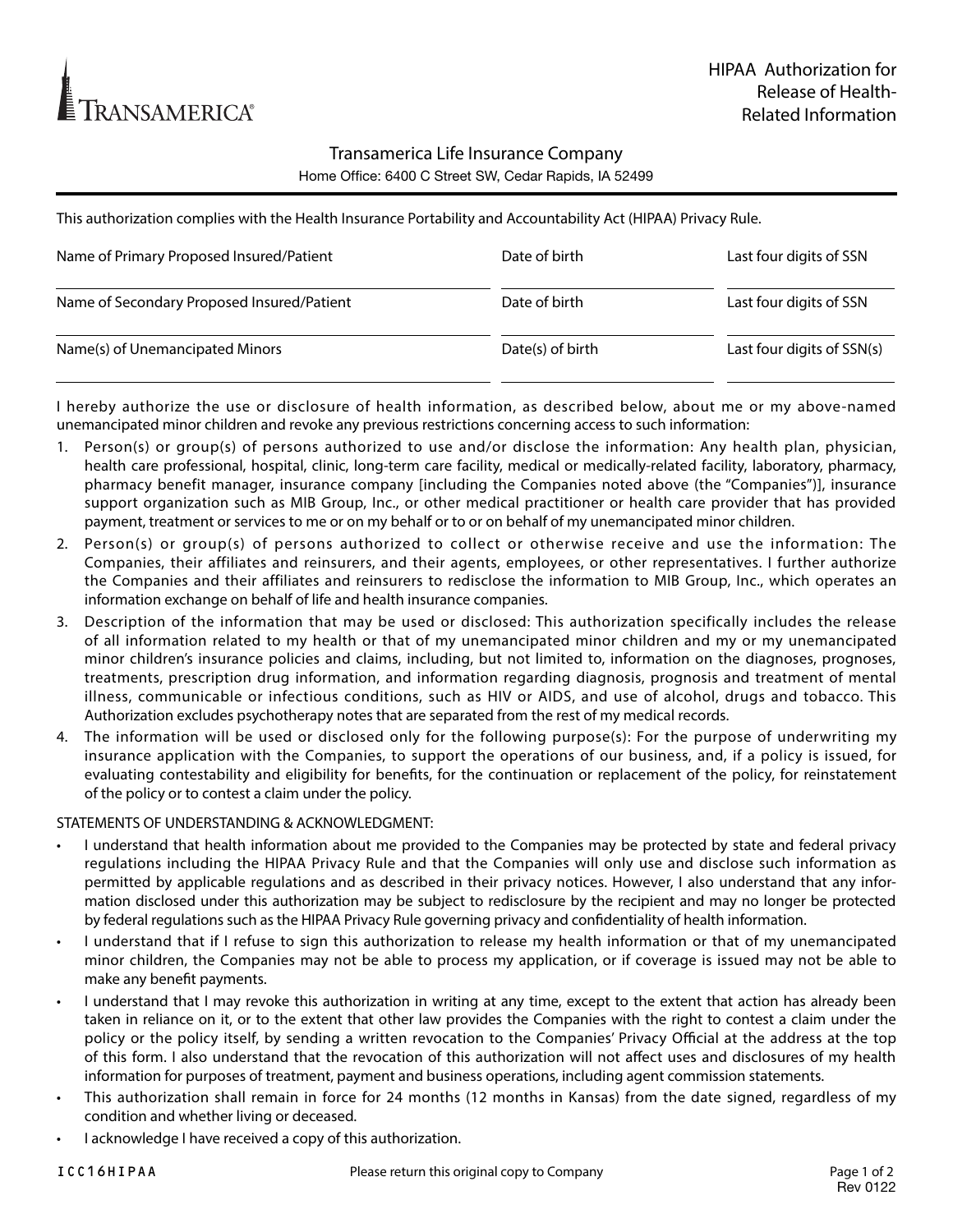TRANSAMERICA®

# HIPAA Authorization for Release of Health-Related Information

## Transamerica Life Insurance Company

Home Office: 6400 C Street SW, Cedar Rapids, IA 52499

This authorization complies with the Health Insurance Portability and Accountability Act (HIPAA) Privacy Rule.

| Name of Primary Proposed Insured/Patient | Date of birth | Last four digits of SSN |
|---|---|---|
| | | |

| Name of Secondary Proposed Insured/Patient | Date of birth | Last four digits of SSN |
|---|---|---|
| | | |

| Name(s) of Unemancipated Minors | Date(s) of birth | Last four digits of SSN(s) |
|---|---|---|
| | | |

I hereby authorize the use or disclosure of health information, as described below, about me or my above-named unemancipated minor children and revoke any previous restrictions concerning access to such information:

1. Person(s) or group(s) of persons authorized to use and/or disclose the information: Any health plan, physician, health care professional, hospital, clinic, long-term care facility, medical or medically-related facility, laboratory, pharmacy, pharmacy benefit manager, insurance company [including the Companies noted above (the "Companies")], insurance support organization such as MIB Group, Inc., or other medical practitioner or health care provider that has provided payment, treatment or services to me or on my behalf or to or on behalf of my unemancipated minor children.
2. Person(s) or group(s) of persons authorized to collect or otherwise receive and use the information: The Companies, their affiliates and reinsurers, and their agents, employees, or other representatives. I further authorize the Companies and their affiliates and reinsurers to redisclose the information to MIB Group, Inc., which operates an information exchange on behalf of life and health insurance companies.
3. Description of the information that may be used or disclosed: This authorization specifically includes the release of all information related to my health or that of my unemancipated minor children and my or my unemancipated minor children's insurance policies and claims, including, but not limited to, information on the diagnoses, prognoses, treatments, prescription drug information, and information regarding diagnosis, prognosis and treatment of mental illness, communicable or infectious conditions, such as HIV or AIDS, and use of alcohol, drugs and tobacco. This Authorization excludes psychotherapy notes that are separated from the rest of my medical records.
4. The information will be used or disclosed only for the following purpose(s): For the purpose of underwriting my insurance application with the Companies, to support the operations of our business, and, if a policy is issued, for evaluating contestability and eligibility for benefits, for the continuation or replacement of the policy, for reinstatement of the policy or to contest a claim under the policy.

STATEMENTS OF UNDERSTANDING & ACKNOWLEDGMENT:

- I understand that health information about me provided to the Companies may be protected by state and federal privacy regulations including the HIPAA Privacy Rule and that the Companies will only use and disclose such information as permitted by applicable regulations and as described in their privacy notices. However, I also understand that any information disclosed under this authorization may be subject to redisclosure by the recipient and may no longer be protected by federal regulations such as the HIPAA Privacy Rule governing privacy and confidentiality of health information.
- I understand that if I refuse to sign this authorization to release my health information or that of my unemancipated minor children, the Companies may not be able to process my application, or if coverage is issued may not be able to make any benefit payments.
- I understand that I may revoke this authorization in writing at any time, except to the extent that action has already been taken in reliance on it, or to the extent that other law provides the Companies with the right to contest a claim under the policy or the policy itself, by sending a written revocation to the Companies' Privacy Official at the address at the top of this form. I also understand that the revocation of this authorization will not affect uses and disclosures of my health information for purposes of treatment, payment and business operations, including agent commission statements.
- This authorization shall remain in force for 24 months (12 months in Kansas) from the date signed, regardless of my condition and whether living or deceased.
- I acknowledge I have received a copy of this authorization.

ICC16HIPAA — Please return this original copy to Company — Rev 0122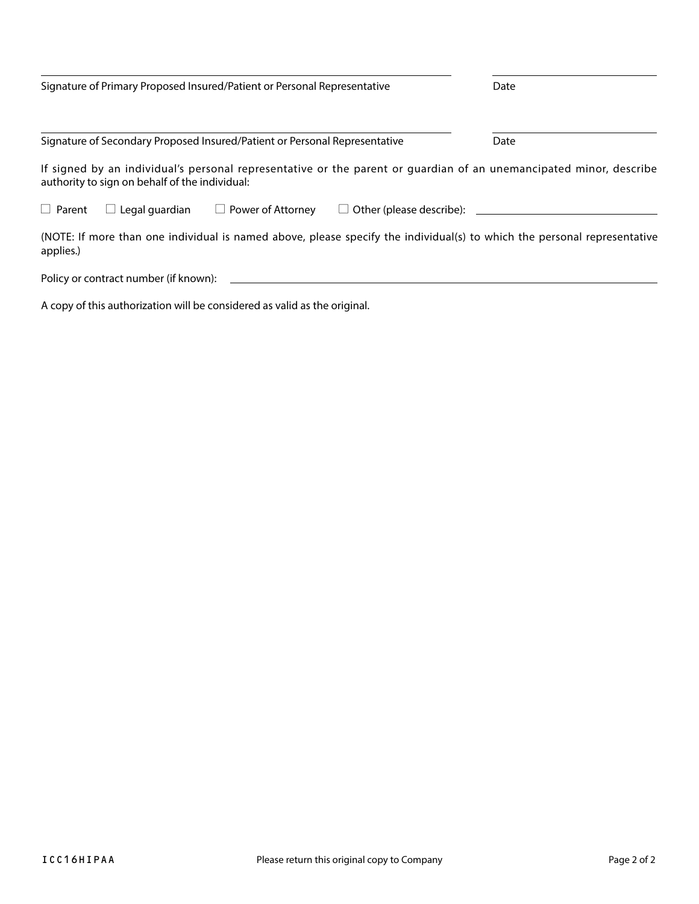\_\_\_\_\_\_\_\_\_\_\_\_\_\_\_\_\_\_\_\_\_\_\_\_\_\_\_\_\_\_\_\_\_\_\_\_\_\_\_\_ \_\_\_\_\_\_\_\_\_\_\_\_\_\_\_\_

Signature of Primary Proposed Insured/Patient or Personal Representative — Date

\_\_\_\_\_\_\_\_\_\_\_\_\_\_\_\_\_\_\_\_\_\_\_\_\_\_\_\_\_\_\_\_\_\_\_\_\_\_\_\_ \_\_\_\_\_\_\_\_\_\_\_\_\_\_\_\_

Signature of Secondary Proposed Insured/Patient or Personal Representative — Date

If signed by an individual's personal representative or the parent or guardian of an unemancipated minor, describe authority to sign on behalf of the individual:

☐ Parent ☐ Legal guardian ☐ Power of Attorney ☐ Other (please describe): \_\_\_\_\_\_\_\_\_\_\_\_\_\_\_\_\_\_\_\_\_\_\_\_

(NOTE: If more than one individual is named above, please specify the individual(s) to which the personal representative applies.)

Policy or contract number (if known): \_\_\_\_\_\_\_\_\_\_\_\_\_\_\_\_\_\_\_\_\_\_\_\_\_\_\_\_\_\_\_\_\_\_\_\_\_\_\_\_

A copy of this authorization will be considered as valid as the original.

ICC16HIPAA

Please return this original copy to Company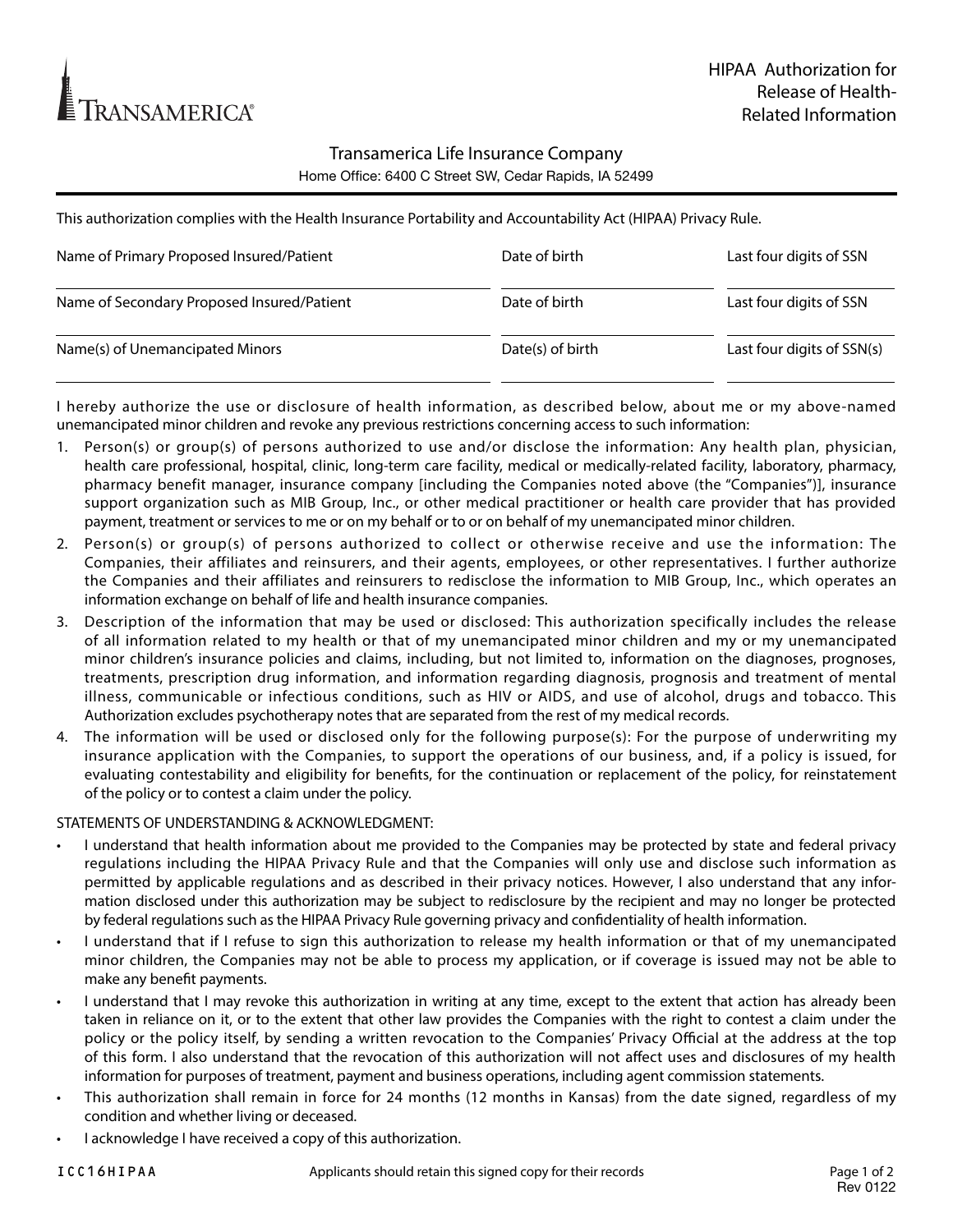TRANSAMERICA®

# HIPAA Authorization for Release of Health-Related Information

Transamerica Life Insurance Company
Home Office: 6400 C Street SW, Cedar Rapids, IA 52499

This authorization complies with the Health Insurance Portability and Accountability Act (HIPAA) Privacy Rule.

| Name of Primary Proposed Insured/Patient | Date of birth | Last four digits of SSN |
|---|---|---|
| | | |
| Name of Secondary Proposed Insured/Patient | Date of birth | Last four digits of SSN |
| | | |
| Name(s) of Unemancipated Minors | Date(s) of birth | Last four digits of SSN(s) |
| | | |

I hereby authorize the use or disclosure of health information, as described below, about me or my above-named unemancipated minor children and revoke any previous restrictions concerning access to such information:

1. Person(s) or group(s) of persons authorized to use and/or disclose the information: Any health plan, physician, health care professional, hospital, clinic, long-term care facility, medical or medically-related facility, laboratory, pharmacy, pharmacy benefit manager, insurance company [including the Companies noted above (the "Companies")], insurance support organization such as MIB Group, Inc., or other medical practitioner or health care provider that has provided payment, treatment or services to me or on my behalf or to or on behalf of my unemancipated minor children.
2. Person(s) or group(s) of persons authorized to collect or otherwise receive and use the information: The Companies, their affiliates and reinsurers, and their agents, employees, or other representatives. I further authorize the Companies and their affiliates and reinsurers to redisclose the information to MIB Group, Inc., which operates an information exchange on behalf of life and health insurance companies.
3. Description of the information that may be used or disclosed: This authorization specifically includes the release of all information related to my health or that of my unemancipated minor children and my or my unemancipated minor children's insurance policies and claims, including, but not limited to, information on the diagnoses, prognoses, treatments, prescription drug information, and information regarding diagnosis, prognosis and treatment of mental illness, communicable or infectious conditions, such as HIV or AIDS, and use of alcohol, drugs and tobacco. This Authorization excludes psychotherapy notes that are separated from the rest of my medical records.
4. The information will be used or disclosed only for the following purpose(s): For the purpose of underwriting my insurance application with the Companies, to support the operations of our business, and, if a policy is issued, for evaluating contestability and eligibility for benefits, for the continuation or replacement of the policy, for reinstatement of the policy or to contest a claim under the policy.

STATEMENTS OF UNDERSTANDING & ACKNOWLEDGMENT:

- I understand that health information about me provided to the Companies may be protected by state and federal privacy regulations including the HIPAA Privacy Rule and that the Companies will only use and disclose such information as permitted by applicable regulations and as described in their privacy notices. However, I also understand that any information disclosed under this authorization may be subject to redisclosure by the recipient and may no longer be protected by federal regulations such as the HIPAA Privacy Rule governing privacy and confidentiality of health information.
- I understand that if I refuse to sign this authorization to release my health information or that of my unemancipated minor children, the Companies may not be able to process my application, or if coverage is issued may not be able to make any benefit payments.
- I understand that I may revoke this authorization in writing at any time, except to the extent that action has already been taken in reliance on it, or to the extent that other law provides the Companies with the right to contest a claim under the policy or the policy itself, by sending a written revocation to the Companies' Privacy Official at the address at the top of this form. I also understand that the revocation of this authorization will not affect uses and disclosures of my health information for purposes of treatment, payment and business operations, including agent commission statements.
- This authorization shall remain in force for 24 months (12 months in Kansas) from the date signed, regardless of my condition and whether living or deceased.
- I acknowledge I have received a copy of this authorization.

ICC16HIPAA — Applicants should retain this signed copy for their records — Rev 0122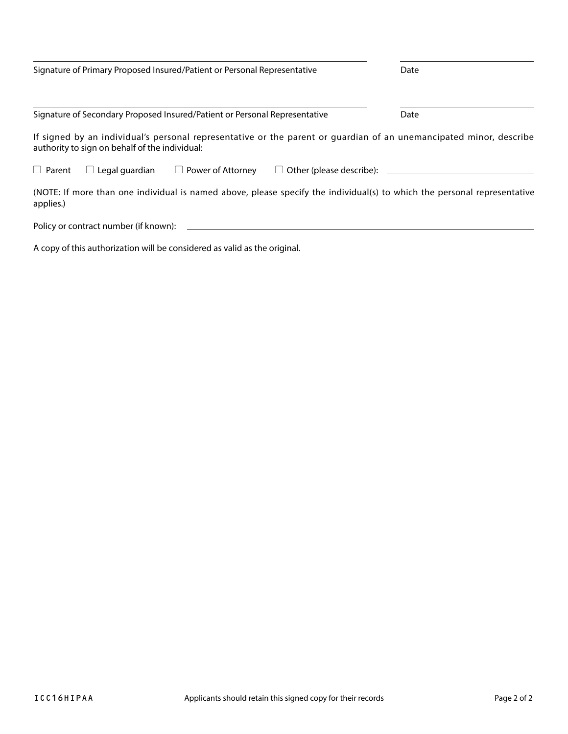______________________________________________ ______________________

Signature of Primary Proposed Insured/Patient or Personal Representative Date

______________________________________________ ______________________

Signature of Secondary Proposed Insured/Patient or Personal Representative Date

If signed by an individual's personal representative or the parent or guardian of an unemancipated minor, describe authority to sign on behalf of the individual:

☐ Parent ☐ Legal guardian ☐ Power of Attorney ☐ Other (please describe): ______________________

(NOTE: If more than one individual is named above, please specify the individual(s) to which the personal representative applies.)

Policy or contract number (if known): ______________________________________________

A copy of this authorization will be considered as valid as the original.

ICC16HIPAA Applicants should retain this signed copy for their records